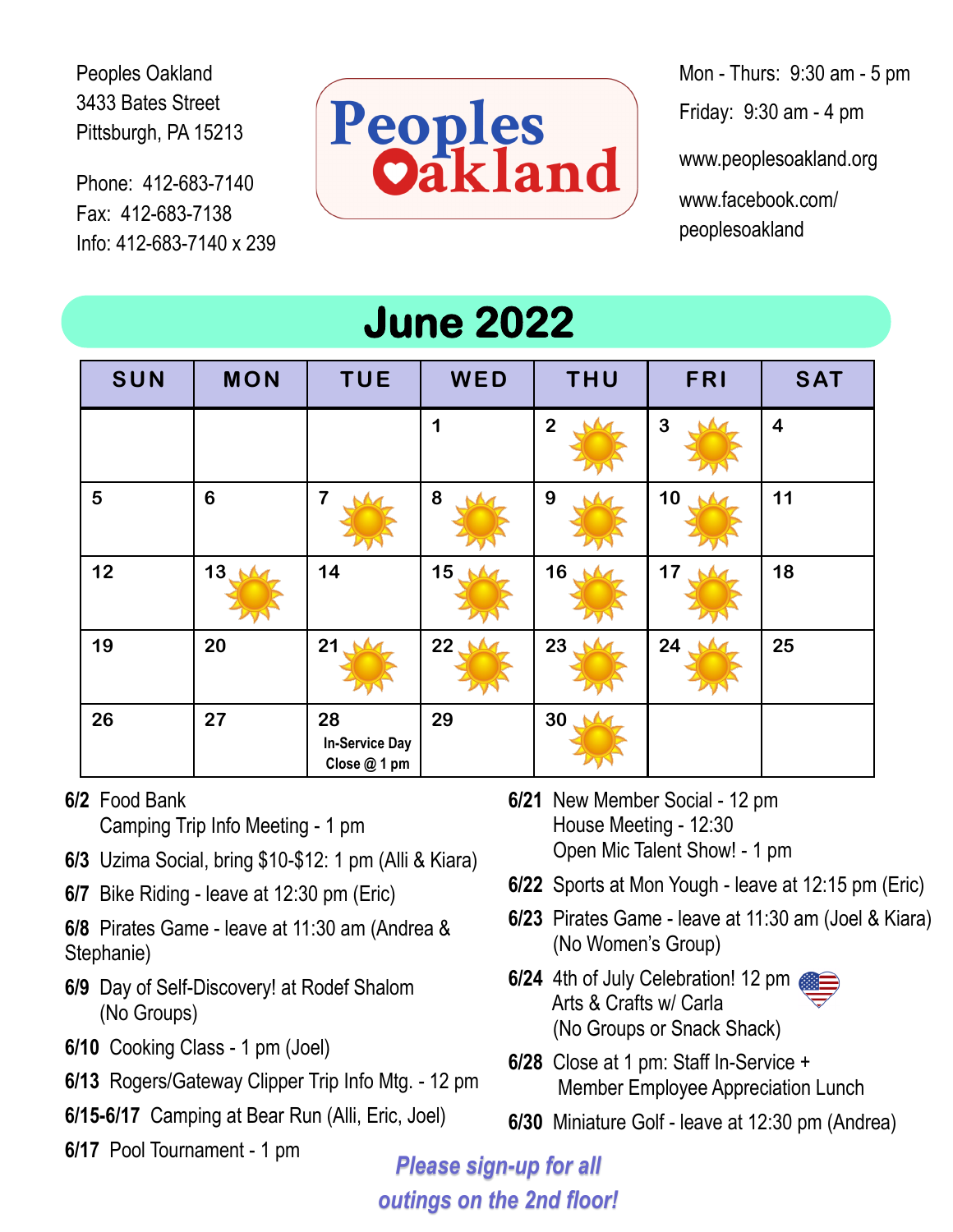Peoples Oakland
3433 Bates Street
Pittsburgh, PA 15213

Phone: 412-683-7140
Fax: 412-683-7138
Info: 412-683-7140 x 239

# Peoples Oakland

Mon - Thurs: 9:30 am - 5 pm
Friday: 9:30 am - 4 pm
www.peoplesoakland.org
www.facebook.com/peoplesoakland

## June 2022

| SUN | MON | TUE | WED | THU | FRI | SAT |
|---|---|---|---|---|---|---|
| | | | 1 | 2 | 3 | 4 |
| 5 | 6 | 7 | 8 | 9 | 10 | 11 |
| 12 | 13 | 14 | 15 | 16 | 17 | 18 |
| 19 | 20 | 21 | 22 | 23 | 24 | 25 |
| 26 | 27 | 28 In-Service Day Close @ 1 pm | 29 | 30 | | |

**6/2** Food Bank
Camping Trip Info Meeting - 1 pm

**6/3** Uzima Social, bring $10-$12: 1 pm (Alli & Kiara)

**6/7** Bike Riding - leave at 12:30 pm (Eric)

**6/8** Pirates Game - leave at 11:30 am (Andrea & Stephanie)

**6/9** Day of Self-Discovery! at Rodef Shalom
(No Groups)

**6/10** Cooking Class - 1 pm (Joel)

**6/13** Rogers/Gateway Clipper Trip Info Mtg. - 12 pm

**6/15-6/17** Camping at Bear Run (Alli, Eric, Joel)

**6/17** Pool Tournament - 1 pm

**6/21** New Member Social - 12 pm
House Meeting - 12:30
Open Mic Talent Show! - 1 pm

**6/22** Sports at Mon Yough - leave at 12:15 pm (Eric)

**6/23** Pirates Game - leave at 11:30 am (Joel & Kiara)
(No Women's Group)

**6/24** 4th of July Celebration! 12 pm
Arts & Crafts w/ Carla
(No Groups or Snack Shack)

**6/28** Close at 1 pm: Staff In-Service +
Member Employee Appreciation Lunch

**6/30** Miniature Golf - leave at 12:30 pm (Andrea)

***Please sign-up for all outings on the 2nd floor!***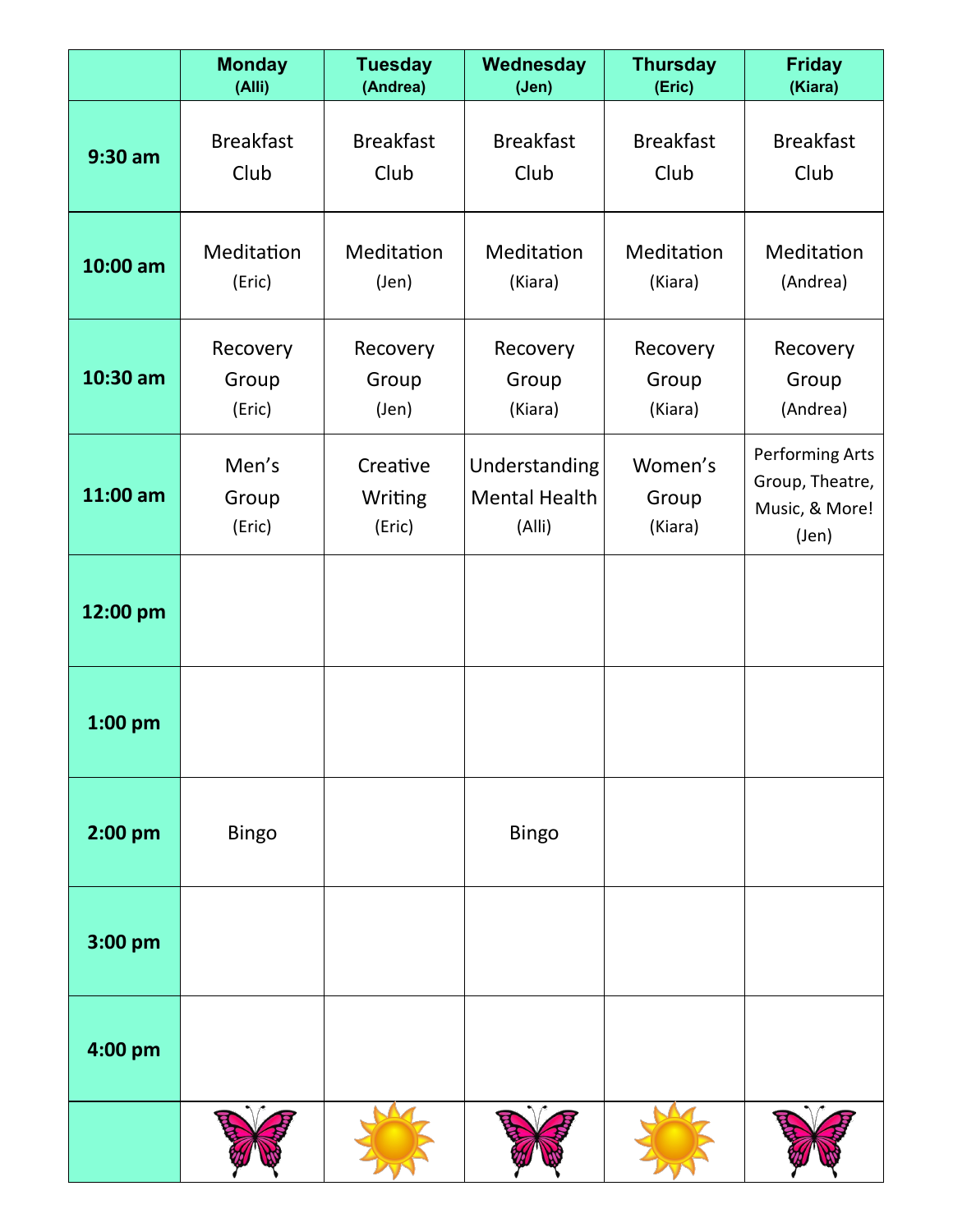| | Monday (Alli) | Tuesday (Andrea) | Wednesday (Jen) | Thursday (Eric) | Friday (Kiara) |
|---|---|---|---|---|---|
| 9:30 am | Breakfast Club | Breakfast Club | Breakfast Club | Breakfast Club | Breakfast Club |
| 10:00 am | Meditation (Eric) | Meditation (Jen) | Meditation (Kiara) | Meditation (Kiara) | Meditation (Andrea) |
| 10:30 am | Recovery Group (Eric) | Recovery Group (Jen) | Recovery Group (Kiara) | Recovery Group (Kiara) | Recovery Group (Andrea) |
| 11:00 am | Men's Group (Eric) | Creative Writing (Eric) | Understanding Mental Health (Alli) | Women's Group (Kiara) | Performing Arts Group, Theatre, Music, & More! (Jen) |
| 12:00 pm | | | | | |
| 1:00 pm | | | | | |
| 2:00 pm | Bingo | | Bingo | | |
| 3:00 pm | | | | | |
| 4:00 pm | | | | | |